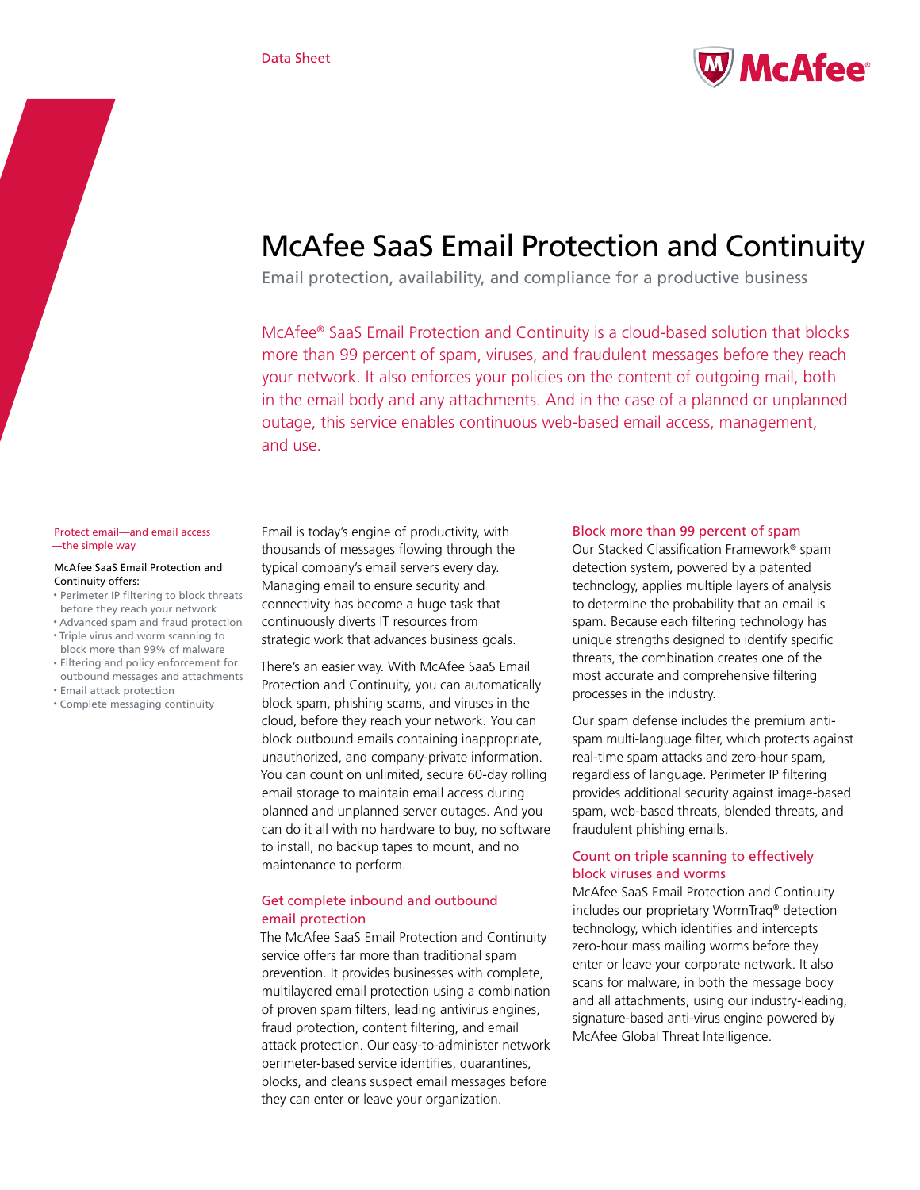Data Sheet

# McAfee SaaS Email Protection and Continuity

Email protection, availability, and compliance for a productive business

McAfee® SaaS Email Protection and Continuity is a cloud-based solution that blocks more than 99 percent of spam, viruses, and fraudulent messages before they reach your network. It also enforces your policies on the content of outgoing mail, both in the email body and any attachments. And in the case of a planned or unplanned outage, this service enables continuous web-based email access, management, and use.

**Protect email—and email access—the simple way**

McAfee SaaS Email Protection and Continuity offers:

- Perimeter IP filtering to block threats before they reach your network
- Advanced spam and fraud protection
- Triple virus and worm scanning to block more than 99% of malware
- Filtering and policy enforcement for outbound messages and attachments
- Email attack protection
- Complete messaging continuity

Email is today's engine of productivity, with thousands of messages flowing through the typical company's email servers every day. Managing email to ensure security and connectivity has become a huge task that continuously diverts IT resources from strategic work that advances business goals.

There's an easier way. With McAfee SaaS Email Protection and Continuity, you can automatically block spam, phishing scams, and viruses in the cloud, before they reach your network. You can block outbound emails containing inappropriate, unauthorized, and company-private information. You can count on unlimited, secure 60-day rolling email storage to maintain email access during planned and unplanned server outages. And you can do it all with no hardware to buy, no software to install, no backup tapes to mount, and no maintenance to perform.

## Get complete inbound and outbound email protection

The McAfee SaaS Email Protection and Continuity service offers far more than traditional spam prevention. It provides businesses with complete, multilayered email protection using a combination of proven spam filters, leading antivirus engines, fraud protection, content filtering, and email attack protection. Our easy-to-administer network perimeter-based service identifies, quarantines, blocks, and cleans suspect email messages before they can enter or leave your organization.

## Block more than 99 percent of spam

Our Stacked Classification Framework® spam detection system, powered by a patented technology, applies multiple layers of analysis to determine the probability that an email is spam. Because each filtering technology has unique strengths designed to identify specific threats, the combination creates one of the most accurate and comprehensive filtering processes in the industry.

Our spam defense includes the premium anti-spam multi-language filter, which protects against real-time spam attacks and zero-hour spam, regardless of language. Perimeter IP filtering provides additional security against image-based spam, web-based threats, blended threats, and fraudulent phishing emails.

## Count on triple scanning to effectively block viruses and worms

McAfee SaaS Email Protection and Continuity includes our proprietary WormTraq® detection technology, which identifies and intercepts zero-hour mass mailing worms before they enter or leave your corporate network. It also scans for malware, in both the message body and all attachments, using our industry-leading, signature-based anti-virus engine powered by McAfee Global Threat Intelligence.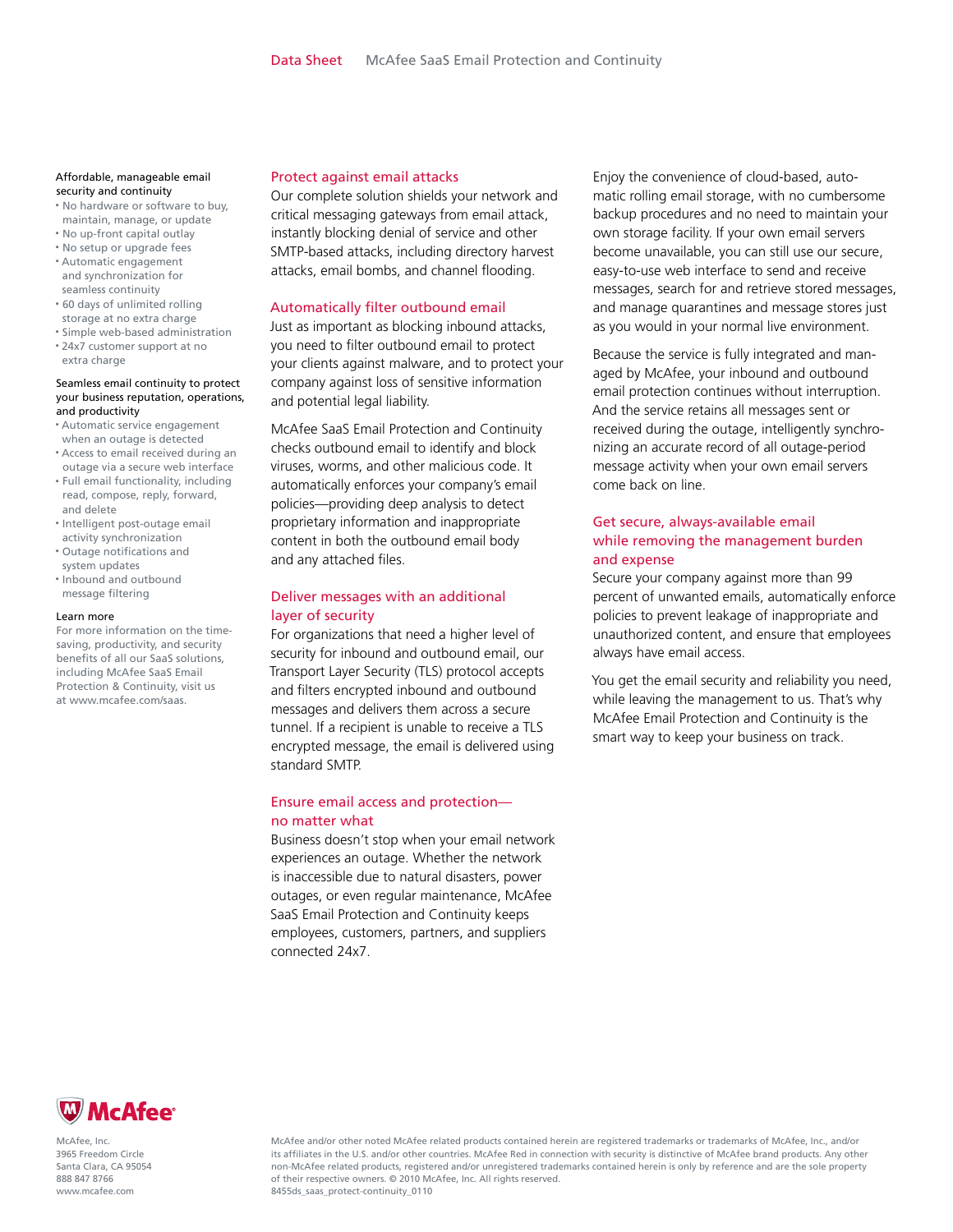### Affordable, manageable email security and continuity

- No hardware or software to buy, maintain, manage, or update
- No up-front capital outlay
- No setup or upgrade fees
- Automatic engagement and synchronization for seamless continuity
- 60 days of unlimited rolling storage at no extra charge
- Simple web-based administration
- 24x7 customer support at no extra charge

### Seamless email continuity to protect your business reputation, operations, and productivity

- Automatic service engagement when an outage is detected
- Access to email received during an outage via a secure web interface
- Full email functionality, including read, compose, reply, forward, and delete
- Intelligent post-outage email activity synchronization
- Outage notifications and system updates
- Inbound and outbound message filtering

### Learn more

For more information on the time-saving, productivity, and security benefits of all our SaaS solutions, including McAfee SaaS Email Protection & Continuity, visit us at www.mcafee.com/saas.

## Protect against email attacks

Our complete solution shields your network and critical messaging gateways from email attack, instantly blocking denial of service and other SMTP-based attacks, including directory harvest attacks, email bombs, and channel flooding.

## Automatically filter outbound email

Just as important as blocking inbound attacks, you need to filter outbound email to protect your clients against malware, and to protect your company against loss of sensitive information and potential legal liability.

McAfee SaaS Email Protection and Continuity checks outbound email to identify and block viruses, worms, and other malicious code. It automatically enforces your company's email policies—providing deep analysis to detect proprietary information and inappropriate content in both the outbound email body and any attached files.

## Deliver messages with an additional layer of security

For organizations that need a higher level of security for inbound and outbound email, our Transport Layer Security (TLS) protocol accepts and filters encrypted inbound and outbound messages and delivers them across a secure tunnel. If a recipient is unable to receive a TLS encrypted message, the email is delivered using standard SMTP.

## Ensure email access and protection—no matter what

Business doesn't stop when your email network experiences an outage. Whether the network is inaccessible due to natural disasters, power outages, or even regular maintenance, McAfee SaaS Email Protection and Continuity keeps employees, customers, partners, and suppliers connected 24x7.

Enjoy the convenience of cloud-based, automatic rolling email storage, with no cumbersome backup procedures and no need to maintain your own storage facility. If your own email servers become unavailable, you can still use our secure, easy-to-use web interface to send and receive messages, search for and retrieve stored messages, and manage quarantines and message stores just as you would in your normal live environment.

Because the service is fully integrated and managed by McAfee, your inbound and outbound email protection continues without interruption. And the service retains all messages sent or received during the outage, intelligently synchronizing an accurate record of all outage-period message activity when your own email servers come back on line.

## Get secure, always-available email while removing the management burden and expense

Secure your company against more than 99 percent of unwanted emails, automatically enforce policies to prevent leakage of inappropriate and unauthorized content, and ensure that employees always have email access.

You get the email security and reliability you need, while leaving the management to us. That's why McAfee Email Protection and Continuity is the smart way to keep your business on track.

McAfee, Inc.
3965 Freedom Circle
Santa Clara, CA 95054
888 847 8766
www.mcafee.com

McAfee and/or other noted McAfee related products contained herein are registered trademarks or trademarks of McAfee, Inc., and/or its affiliates in the U.S. and/or other countries. McAfee Red in connection with security is distinctive of McAfee brand products. Any other non-McAfee related products, registered and/or unregistered trademarks contained herein is only by reference and are the sole property of their respective owners. © 2010 McAfee, Inc. All rights reserved.
8455ds_saas_protect-continuity_0110